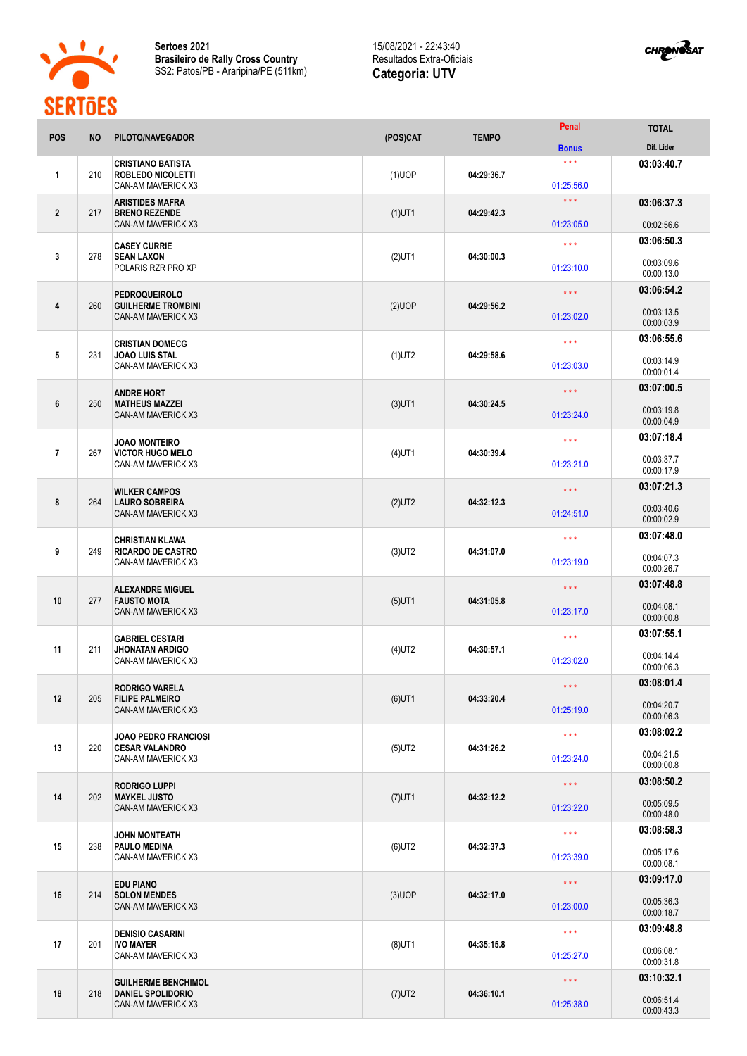**Sertoes 2021**
**Brasileiro de Rally Cross Country**
SS2: Patos/PB - Araripina/PE (511km)

15/08/2021 - 22:43:40
Resultados Extra-Oficiais
**Categoria: UTV**

| POS | NO | PILOTO/NAVEGADOR | (POS)CAT | TEMPO | Penal / Bonus | TOTAL / Dif. Lider |
|---|---|---|---|---|---|---|
| 1 | 210 | CRISTIANO BATISTA<br>ROBLEDO NICOLETTI<br>CAN-AM MAVERICK X3 | (1)UOP | 04:29:36.7 | \*\*\*<br>01:25:56.0 | 03:03:40.7 |
| 2 | 217 | ARISTIDES MAFRA<br>BRENO REZENDE<br>CAN-AM MAVERICK X3 | (1)UT1 | 04:29:42.3 | \*\*\*<br>01:23:05.0 | 03:06:37.3<br>00:02:56.6 |
| 3 | 278 | CASEY CURRIE<br>SEAN LAXON<br>POLARIS RZR PRO XP | (2)UT1 | 04:30:00.3 | \*\*\*<br>01:23:10.0 | 03:06:50.3<br>00:03:09.6<br>00:00:13.0 |
| 4 | 260 | PEDROQUEIROLO<br>GUILHERME TROMBINI<br>CAN-AM MAVERICK X3 | (2)UOP | 04:29:56.2 | \*\*\*<br>01:23:02.0 | 03:06:54.2<br>00:03:13.5<br>00:00:03.9 |
| 5 | 231 | CRISTIAN DOMECG<br>JOAO LUIS STAL<br>CAN-AM MAVERICK X3 | (1)UT2 | 04:29:58.6 | \*\*\*<br>01:23:03.0 | 03:06:55.6<br>00:03:14.9<br>00:00:01.4 |
| 6 | 250 | ANDRE HORT<br>MATHEUS MAZZEI<br>CAN-AM MAVERICK X3 | (3)UT1 | 04:30:24.5 | \*\*\*<br>01:23:24.0 | 03:07:00.5<br>00:03:19.8<br>00:00:04.9 |
| 7 | 267 | JOAO MONTEIRO<br>VICTOR HUGO MELO<br>CAN-AM MAVERICK X3 | (4)UT1 | 04:30:39.4 | \*\*\*<br>01:23:21.0 | 03:07:18.4<br>00:03:37.7<br>00:00:17.9 |
| 8 | 264 | WILKER CAMPOS<br>LAURO SOBREIRA<br>CAN-AM MAVERICK X3 | (2)UT2 | 04:32:12.3 | \*\*\*<br>01:24:51.0 | 03:07:21.3<br>00:03:40.6<br>00:00:02.9 |
| 9 | 249 | CHRISTIAN KLAWA<br>RICARDO DE CASTRO<br>CAN-AM MAVERICK X3 | (3)UT2 | 04:31:07.0 | \*\*\*<br>01:23:19.0 | 03:07:48.0<br>00:04:07.3<br>00:00:26.7 |
| 10 | 277 | ALEXANDRE MIGUEL<br>FAUSTO MOTA<br>CAN-AM MAVERICK X3 | (5)UT1 | 04:31:05.8 | \*\*\*<br>01:23:17.0 | 03:07:48.8<br>00:04:08.1<br>00:00:00.8 |
| 11 | 211 | GABRIEL CESTARI<br>JHONATAN ARDIGO<br>CAN-AM MAVERICK X3 | (4)UT2 | 04:30:57.1 | \*\*\*<br>01:23:02.0 | 03:07:55.1<br>00:04:14.4<br>00:00:06.3 |
| 12 | 205 | RODRIGO VARELA<br>FILIPE PALMEIRO<br>CAN-AM MAVERICK X3 | (6)UT1 | 04:33:20.4 | \*\*\*<br>01:25:19.0 | 03:08:01.4<br>00:04:20.7<br>00:00:06.3 |
| 13 | 220 | JOAO PEDRO FRANCIOSI<br>CESAR VALANDRO<br>CAN-AM MAVERICK X3 | (5)UT2 | 04:31:26.2 | \*\*\*<br>01:23:24.0 | 03:08:02.2<br>00:04:21.5<br>00:00:00.8 |
| 14 | 202 | RODRIGO LUPPI<br>MAYKEL JUSTO<br>CAN-AM MAVERICK X3 | (7)UT1 | 04:32:12.2 | \*\*\*<br>01:23:22.0 | 03:08:50.2<br>00:05:09.5<br>00:00:48.0 |
| 15 | 238 | JOHN MONTEATH<br>PAULO MEDINA<br>CAN-AM MAVERICK X3 | (6)UT2 | 04:32:37.3 | \*\*\*<br>01:23:39.0 | 03:08:58.3<br>00:05:17.6<br>00:00:08.1 |
| 16 | 214 | EDU PIANO<br>SOLON MENDES<br>CAN-AM MAVERICK X3 | (3)UOP | 04:32:17.0 | \*\*\*<br>01:23:00.0 | 03:09:17.0<br>00:05:36.3<br>00:00:18.7 |
| 17 | 201 | DENISIO CASARINI<br>IVO MAYER<br>CAN-AM MAVERICK X3 | (8)UT1 | 04:35:15.8 | \*\*\*<br>01:25:27.0 | 03:09:48.8<br>00:06:08.1<br>00:00:31.8 |
| 18 | 218 | GUILHERME BENCHIMOL<br>DANIEL SPOLIDORIO<br>CAN-AM MAVERICK X3 | (7)UT2 | 04:36:10.1 | \*\*\*<br>01:25:38.0 | 03:10:32.1<br>00:06:51.4<br>00:00:43.3 |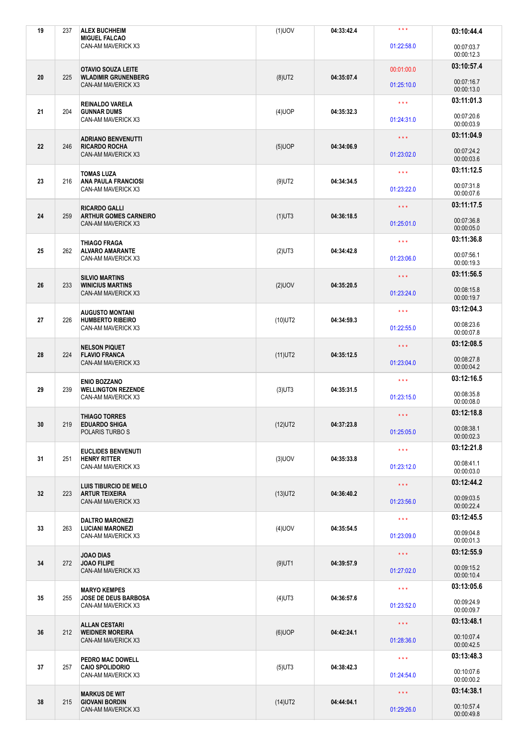| | | | | | | |
|---|---|---|---|---|---|---|
| 19 | 237 | **ALEX BUCHHEIM**<br>**MIGUEL FALCAO**<br>CAN-AM MAVERICK X3 | (1)UOV | 04:33:42.4 | * * *<br>01:22:58.0 | **03:10:44.4**<br>00:07:03.7<br>00:00:12.3 |
| 20 | 225 | **OTAVIO SOUZA LEITE**<br>**WLADIMIR GRUNENBERG**<br>CAN-AM MAVERICK X3 | (8)UT2 | 04:35:07.4 | 00:01:00.0<br>01:25:10.0 | **03:10:57.4**<br>00:07:16.7<br>00:00:13.0 |
| 21 | 204 | **REINALDO VARELA**<br>**GUNNAR DUMS**<br>CAN-AM MAVERICK X3 | (4)UOP | 04:35:32.3 | * * *<br>01:24:31.0 | **03:11:01.3**<br>00:07:20.6<br>00:00:03.9 |
| 22 | 246 | **ADRIANO BENVENUTTI**<br>**RICARDO ROCHA**<br>CAN-AM MAVERICK X3 | (5)UOP | 04:34:06.9 | * * *<br>01:23:02.0 | **03:11:04.9**<br>00:07:24.2<br>00:00:03.6 |
| 23 | 216 | **TOMAS LUZA**<br>**ANA PAULA FRANCIOSI**<br>CAN-AM MAVERICK X3 | (9)UT2 | 04:34:34.5 | * * *<br>01:23:22.0 | **03:11:12.5**<br>00:07:31.8<br>00:00:07.6 |
| 24 | 259 | **RICARDO GALLI**<br>**ARTHUR GOMES CARNEIRO**<br>CAN-AM MAVERICK X3 | (1)UT3 | 04:36:18.5 | * * *<br>01:25:01.0 | **03:11:17.5**<br>00:07:36.8<br>00:00:05.0 |
| 25 | 262 | **THIAGO FRAGA**<br>**ALVARO AMARANTE**<br>CAN-AM MAVERICK X3 | (2)UT3 | 04:34:42.8 | * * *<br>01:23:06.0 | **03:11:36.8**<br>00:07:56.1<br>00:00:19.3 |
| 26 | 233 | **SILVIO MARTINS**<br>**WINICIUS MARTINS**<br>CAN-AM MAVERICK X3 | (2)UOV | 04:35:20.5 | * * *<br>01:23:24.0 | **03:11:56.5**<br>00:08:15.8<br>00:00:19.7 |
| 27 | 226 | **AUGUSTO MONTANI**<br>**HUMBERTO RIBEIRO**<br>CAN-AM MAVERICK X3 | (10)UT2 | 04:34:59.3 | * * *<br>01:22:55.0 | **03:12:04.3**<br>00:08:23.6<br>00:00:07.8 |
| 28 | 224 | **NELSON PIQUET**<br>**FLAVIO FRANCA**<br>CAN-AM MAVERICK X3 | (11)UT2 | 04:35:12.5 | * * *<br>01:23:04.0 | **03:12:08.5**<br>00:08:27.8<br>00:00:04.2 |
| 29 | 239 | **ENIO BOZZANO**<br>**WELLINGTON REZENDE**<br>CAN-AM MAVERICK X3 | (3)UT3 | 04:35:31.5 | * * *<br>01:23:15.0 | **03:12:16.5**<br>00:08:35.8<br>00:00:08.0 |
| 30 | 219 | **THIAGO TORRES**<br>**EDUARDO SHIGA**<br>POLARIS TURBO S | (12)UT2 | 04:37:23.8 | * * *<br>01:25:05.0 | **03:12:18.8**<br>00:08:38.1<br>00:00:02.3 |
| 31 | 251 | **EUCLIDES BENVENUTI**<br>**HENRY RITTER**<br>CAN-AM MAVERICK X3 | (3)UOV | 04:35:33.8 | * * *<br>01:23:12.0 | **03:12:21.8**<br>00:08:41.1<br>00:00:03.0 |
| 32 | 223 | **LUIS TIBURCIO DE MELO**<br>**ARTUR TEIXEIRA**<br>CAN-AM MAVERICK X3 | (13)UT2 | 04:36:40.2 | * * *<br>01:23:56.0 | **03:12:44.2**<br>00:09:03.5<br>00:00:22.4 |
| 33 | 263 | **DALTRO MARONEZI**<br>**LUCIANI MARONEZI**<br>CAN-AM MAVERICK X3 | (4)UOV | 04:35:54.5 | * * *<br>01:23:09.0 | **03:12:45.5**<br>00:09:04.8<br>00:00:01.3 |
| 34 | 272 | **JOAO DIAS**<br>**JOAO FILIPE**<br>CAN-AM MAVERICK X3 | (9)UT1 | 04:39:57.9 | * * *<br>01:27:02.0 | **03:12:55.9**<br>00:09:15.2<br>00:00:10.4 |
| 35 | 255 | **MARYO KEMPES**<br>**JOSE DE DEUS BARBOSA**<br>CAN-AM MAVERICK X3 | (4)UT3 | 04:36:57.6 | * * *<br>01:23:52.0 | **03:13:05.6**<br>00:09:24.9<br>00:00:09.7 |
| 36 | 212 | **ALLAN CESTARI**<br>**WEIDNER MOREIRA**<br>CAN-AM MAVERICK X3 | (6)UOP | 04:42:24.1 | * * *<br>01:28:36.0 | **03:13:48.1**<br>00:10:07.4<br>00:00:42.5 |
| 37 | 257 | **PEDRO MAC DOWELL**<br>**CAIO SPOLIDORIO**<br>CAN-AM MAVERICK X3 | (5)UT3 | 04:38:42.3 | * * *<br>01:24:54.0 | **03:13:48.3**<br>00:10:07.6<br>00:00:00.2 |
| 38 | 215 | **MARKUS DE WIT**<br>**GIOVANI BORDIN**<br>CAN-AM MAVERICK X3 | (14)UT2 | 04:44:04.1 | * * *<br>01:29:26.0 | **03:14:38.1**<br>00:10:57.4<br>00:00:49.8 |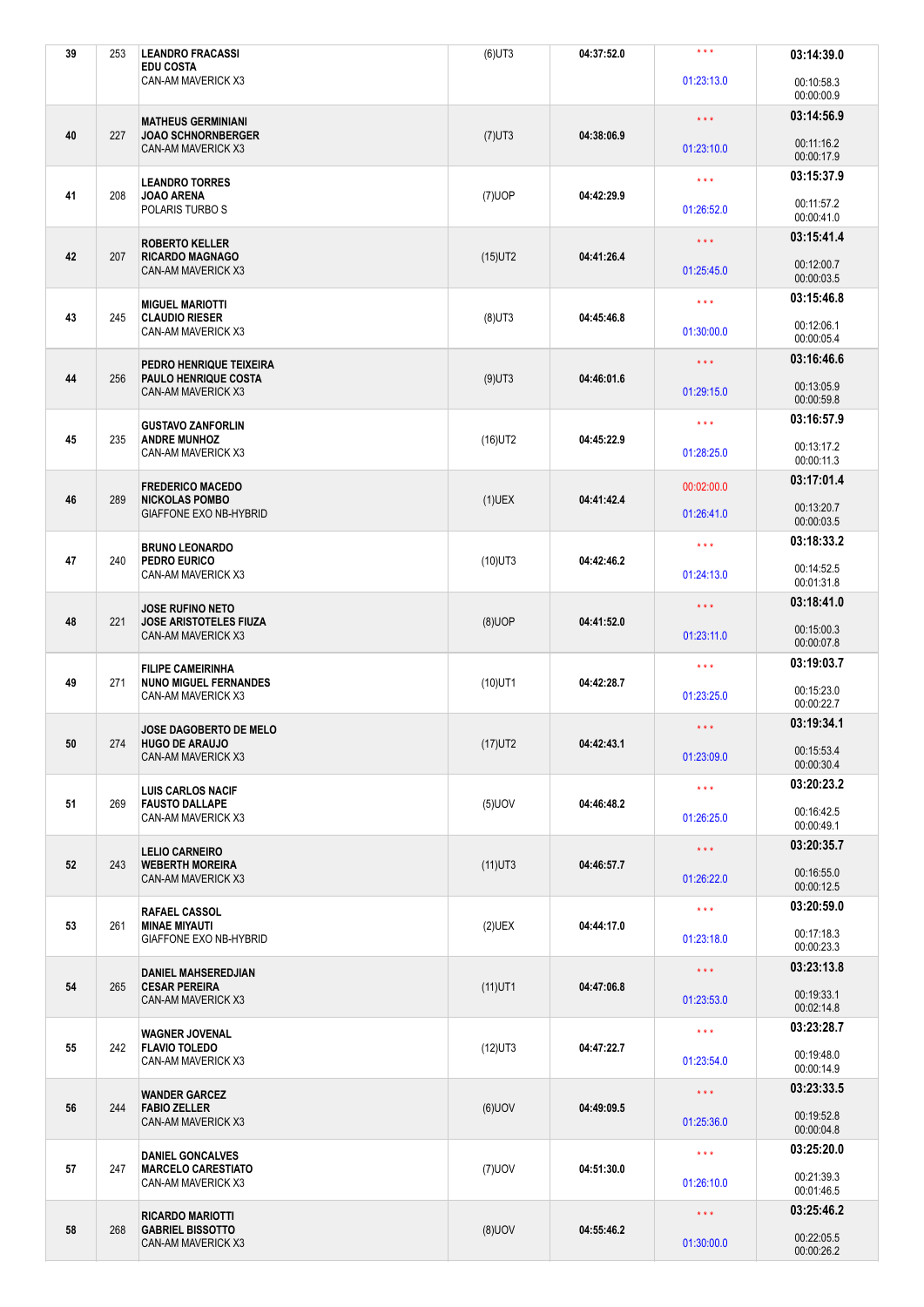| | | | | | | |
|---|---|---|---|---|---|---|
| 39 | 253 | **LEANDRO FRACASSI**<br>**EDU COSTA**<br>CAN-AM MAVERICK X3 | (6)UT3 | **04:37:52.0** | * * *<br>01:23:13.0 | **03:14:39.0**<br>00:10:58.3<br>00:00:00.9 |
| 40 | 227 | **MATHEUS GERMINIANI**<br>**JOAO SCHNORNBERGER**<br>CAN-AM MAVERICK X3 | (7)UT3 | **04:38:06.9** | * * *<br>01:23:10.0 | **03:14:56.9**<br>00:11:16.2<br>00:00:17.9 |
| 41 | 208 | **LEANDRO TORRES**<br>**JOAO ARENA**<br>POLARIS TURBO S | (7)UOP | **04:42:29.9** | * * *<br>01:26:52.0 | **03:15:37.9**<br>00:11:57.2<br>00:00:41.0 |
| 42 | 207 | **ROBERTO KELLER**<br>**RICARDO MAGNAGO**<br>CAN-AM MAVERICK X3 | (15)UT2 | **04:41:26.4** | * * *<br>01:25:45.0 | **03:15:41.4**<br>00:12:00.7<br>00:00:03.5 |
| 43 | 245 | **MIGUEL MARIOTTI**<br>**CLAUDIO RIESER**<br>CAN-AM MAVERICK X3 | (8)UT3 | **04:45:46.8** | * * *<br>01:30:00.0 | **03:15:46.8**<br>00:12:06.1<br>00:00:05.4 |
| 44 | 256 | **PEDRO HENRIQUE TEIXEIRA**<br>**PAULO HENRIQUE COSTA**<br>CAN-AM MAVERICK X3 | (9)UT3 | **04:46:01.6** | * * *<br>01:29:15.0 | **03:16:46.6**<br>00:13:05.9<br>00:00:59.8 |
| 45 | 235 | **GUSTAVO ZANFORLIN**<br>**ANDRE MUNHOZ**<br>CAN-AM MAVERICK X3 | (16)UT2 | **04:45:22.9** | * * *<br>01:28:25.0 | **03:16:57.9**<br>00:13:17.2<br>00:00:11.3 |
| 46 | 289 | **FREDERICO MACEDO**<br>**NICKOLAS POMBO**<br>GIAFFONE EXO NB-HYBRID | (1)UEX | **04:41:42.4** | 00:02:00.0<br>01:26:41.0 | **03:17:01.4**<br>00:13:20.7<br>00:00:03.5 |
| 47 | 240 | **BRUNO LEONARDO**<br>**PEDRO EURICO**<br>CAN-AM MAVERICK X3 | (10)UT3 | **04:42:46.2** | * * *<br>01:24:13.0 | **03:18:33.2**<br>00:14:52.5<br>00:01:31.8 |
| 48 | 221 | **JOSE RUFINO NETO**<br>**JOSE ARISTOTELES FIUZA**<br>CAN-AM MAVERICK X3 | (8)UOP | **04:41:52.0** | * * *<br>01:23:11.0 | **03:18:41.0**<br>00:15:00.3<br>00:00:07.8 |
| 49 | 271 | **FILIPE CAMEIRINHA**<br>**NUNO MIGUEL FERNANDES**<br>CAN-AM MAVERICK X3 | (10)UT1 | **04:42:28.7** | * * *<br>01:23:25.0 | **03:19:03.7**<br>00:15:23.0<br>00:00:22.7 |
| 50 | 274 | **JOSE DAGOBERTO DE MELO**<br>**HUGO DE ARAUJO**<br>CAN-AM MAVERICK X3 | (17)UT2 | **04:42:43.1** | * * *<br>01:23:09.0 | **03:19:34.1**<br>00:15:53.4<br>00:00:30.4 |
| 51 | 269 | **LUIS CARLOS NACIF**<br>**FAUSTO DALLAPE**<br>CAN-AM MAVERICK X3 | (5)UOV | **04:46:48.2** | * * *<br>01:26:25.0 | **03:20:23.2**<br>00:16:42.5<br>00:00:49.1 |
| 52 | 243 | **LELIO CARNEIRO**<br>**WEBERTH MOREIRA**<br>CAN-AM MAVERICK X3 | (11)UT3 | **04:46:57.7** | * * *<br>01:26:22.0 | **03:20:35.7**<br>00:16:55.0<br>00:00:12.5 |
| 53 | 261 | **RAFAEL CASSOL**<br>**MINAE MIYAUTI**<br>GIAFFONE EXO NB-HYBRID | (2)UEX | **04:44:17.0** | * * *<br>01:23:18.0 | **03:20:59.0**<br>00:17:18.3<br>00:00:23.3 |
| 54 | 265 | **DANIEL MAHSEREDJIAN**<br>**CESAR PEREIRA**<br>CAN-AM MAVERICK X3 | (11)UT1 | **04:47:06.8** | * * *<br>01:23:53.0 | **03:23:13.8**<br>00:19:33.1<br>00:02:14.8 |
| 55 | 242 | **WAGNER JOVENAL**<br>**FLAVIO TOLEDO**<br>CAN-AM MAVERICK X3 | (12)UT3 | **04:47:22.7** | * * *<br>01:23:54.0 | **03:23:28.7**<br>00:19:48.0<br>00:00:14.9 |
| 56 | 244 | **WANDER GARCEZ**<br>**FABIO ZELLER**<br>CAN-AM MAVERICK X3 | (6)UOV | **04:49:09.5** | * * *<br>01:25:36.0 | **03:23:33.5**<br>00:19:52.8<br>00:00:04.8 |
| 57 | 247 | **DANIEL GONCALVES**<br>**MARCELO CARESTIATO**<br>CAN-AM MAVERICK X3 | (7)UOV | **04:51:30.0** | * * *<br>01:26:10.0 | **03:25:20.0**<br>00:21:39.3<br>00:01:46.5 |
| 58 | 268 | **RICARDO MARIOTTI**<br>**GABRIEL BISSOTTO**<br>CAN-AM MAVERICK X3 | (8)UOV | **04:55:46.2** | * * *<br>01:30:00.0 | **03:25:46.2**<br>00:22:05.5<br>00:00:26.2 |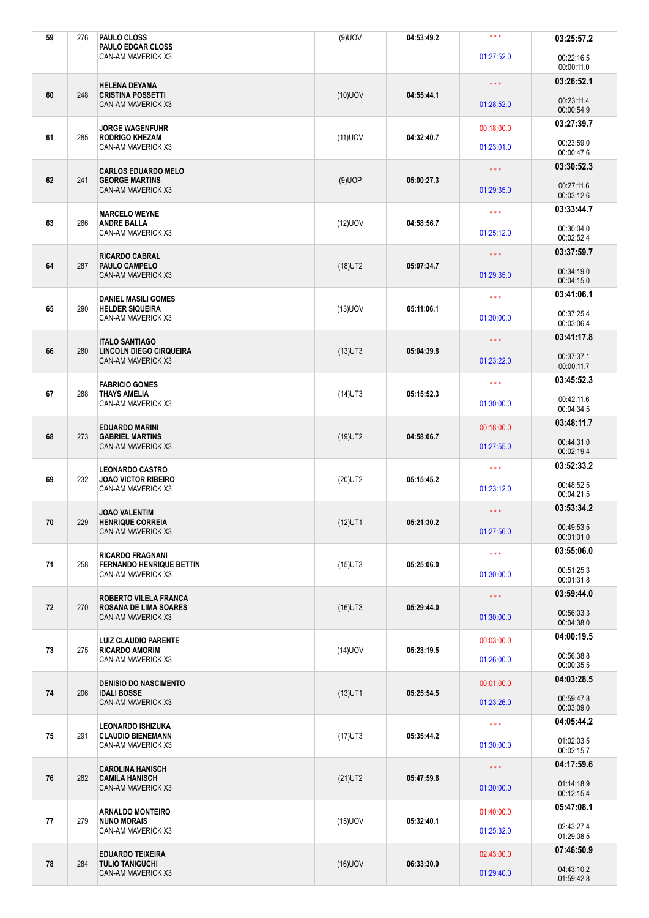| | | | | | | |
|---|---|---|---|---|---|---|
| 59 | 276 | PAULO CLOSS<br>PAULO EDGAR CLOSS<br>CAN-AM MAVERICK X3 | (9)UOV | 04:53:49.2 | * * *<br>01:27:52.0 | 03:25:57.2<br>00:22:16.5<br>00:00:11.0 |
| 60 | 248 | HELENA DEYAMA<br>CRISTINA POSSETTI<br>CAN-AM MAVERICK X3 | (10)UOV | 04:55:44.1 | * * *<br>01:28:52.0 | 03:26:52.1<br>00:23:11.4<br>00:00:54.9 |
| 61 | 285 | JORGE WAGENFUHR<br>RODRIGO KHEZAM<br>CAN-AM MAVERICK X3 | (11)UOV | 04:32:40.7 | 00:18:00.0<br>01:23:01.0 | 03:27:39.7<br>00:23:59.0<br>00:00:47.6 |
| 62 | 241 | CARLOS EDUARDO MELO<br>GEORGE MARTINS<br>CAN-AM MAVERICK X3 | (9)UOP | 05:00:27.3 | * * *<br>01:29:35.0 | 03:30:52.3<br>00:27:11.6<br>00:03:12.6 |
| 63 | 286 | MARCELO WEYNE<br>ANDRE BALLA<br>CAN-AM MAVERICK X3 | (12)UOV | 04:58:56.7 | * * *<br>01:25:12.0 | 03:33:44.7<br>00:30:04.0<br>00:02:52.4 |
| 64 | 287 | RICARDO CABRAL<br>PAULO CAMPELO<br>CAN-AM MAVERICK X3 | (18)UT2 | 05:07:34.7 | * * *<br>01:29:35.0 | 03:37:59.7<br>00:34:19.0<br>00:04:15.0 |
| 65 | 290 | DANIEL MASILI GOMES<br>HELDER SIQUEIRA<br>CAN-AM MAVERICK X3 | (13)UOV | 05:11:06.1 | * * *<br>01:30:00.0 | 03:41:06.1<br>00:37:25.4<br>00:03:06.4 |
| 66 | 280 | ITALO SANTIAGO<br>LINCOLN DIEGO CIRQUEIRA<br>CAN-AM MAVERICK X3 | (13)UT3 | 05:04:39.8 | * * *<br>01:23:22.0 | 03:41:17.8<br>00:37:37.1<br>00:00:11.7 |
| 67 | 288 | FABRICIO GOMES<br>THAYS AMELIA<br>CAN-AM MAVERICK X3 | (14)UT3 | 05:15:52.3 | * * *<br>01:30:00.0 | 03:45:52.3<br>00:42:11.6<br>00:04:34.5 |
| 68 | 273 | EDUARDO MARINI<br>GABRIEL MARTINS<br>CAN-AM MAVERICK X3 | (19)UT2 | 04:58:06.7 | 00:18:00.0<br>01:27:55.0 | 03:48:11.7<br>00:44:31.0<br>00:02:19.4 |
| 69 | 232 | LEONARDO CASTRO<br>JOAO VICTOR RIBEIRO<br>CAN-AM MAVERICK X3 | (20)UT2 | 05:15:45.2 | * * *<br>01:23:12.0 | 03:52:33.2<br>00:48:52.5<br>00:04:21.5 |
| 70 | 229 | JOAO VALENTIM<br>HENRIQUE CORREIA<br>CAN-AM MAVERICK X3 | (12)UT1 | 05:21:30.2 | * * *<br>01:27:56.0 | 03:53:34.2<br>00:49:53.5<br>00:01:01.0 |
| 71 | 258 | RICARDO FRAGNANI<br>FERNANDO HENRIQUE BETTIN<br>CAN-AM MAVERICK X3 | (15)UT3 | 05:25:06.0 | * * *<br>01:30:00.0 | 03:55:06.0<br>00:51:25.3<br>00:01:31.8 |
| 72 | 270 | ROBERTO VILELA FRANCA<br>ROSANA DE LIMA SOARES<br>CAN-AM MAVERICK X3 | (16)UT3 | 05:29:44.0 | * * *<br>01:30:00.0 | 03:59:44.0<br>00:56:03.3<br>00:04:38.0 |
| 73 | 275 | LUIZ CLAUDIO PARENTE<br>RICARDO AMORIM<br>CAN-AM MAVERICK X3 | (14)UOV | 05:23:19.5 | 00:03:00.0<br>01:26:00.0 | 04:00:19.5<br>00:56:38.8<br>00:00:35.5 |
| 74 | 206 | DENISIO DO NASCIMENTO<br>IDALI BOSSE<br>CAN-AM MAVERICK X3 | (13)UT1 | 05:25:54.5 | 00:01:00.0<br>01:23:26.0 | 04:03:28.5<br>00:59:47.8<br>00:03:09.0 |
| 75 | 291 | LEONARDO ISHIZUKA<br>CLAUDIO BIENEMANN<br>CAN-AM MAVERICK X3 | (17)UT3 | 05:35:44.2 | * * *<br>01:30:00.0 | 04:05:44.2<br>01:02:03.5<br>00:02:15.7 |
| 76 | 282 | CAROLINA HANISCH<br>CAMILA HANISCH<br>CAN-AM MAVERICK X3 | (21)UT2 | 05:47:59.6 | * * *<br>01:30:00.0 | 04:17:59.6<br>01:14:18.9<br>00:12:15.4 |
| 77 | 279 | ARNALDO MONTEIRO<br>NUNO MORAIS<br>CAN-AM MAVERICK X3 | (15)UOV | 05:32:40.1 | 01:40:00.0<br>01:25:32.0 | 05:47:08.1<br>02:43:27.4<br>01:29:08.5 |
| 78 | 284 | EDUARDO TEIXEIRA<br>TULIO TANIGUCHI<br>CAN-AM MAVERICK X3 | (16)UOV | 06:33:30.9 | 02:43:00.0<br>01:29:40.0 | 07:46:50.9<br>04:43:10.2<br>01:59:42.8 |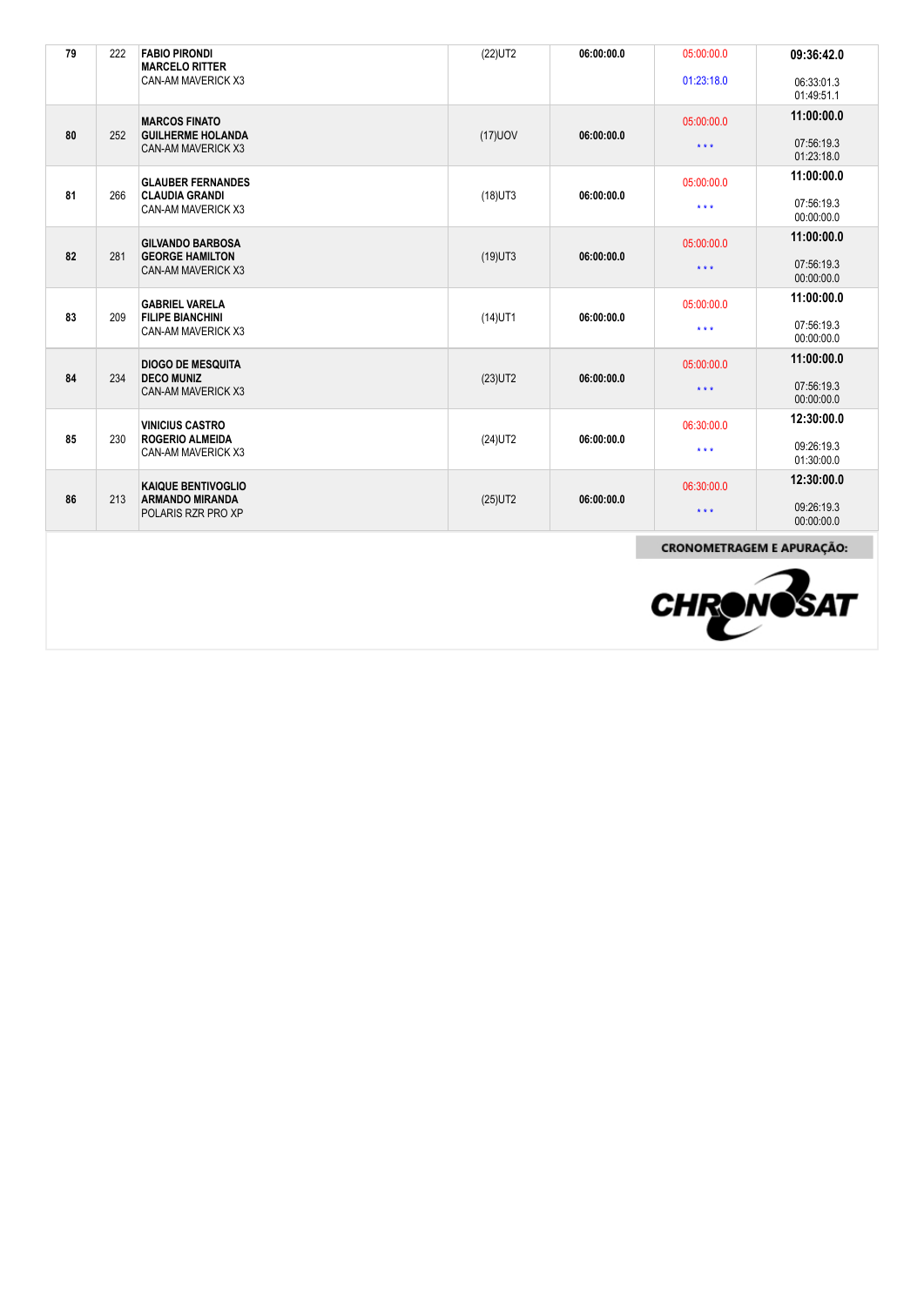| | | | | | | |
|---|---|---|---|---|---|---|
| 79 | 222 | **FABIO PIRONDI**<br>**MARCELO RITTER**<br>CAN-AM MAVERICK X3 | (22)UT2 | **06:00:00.0** | 05:00:00.0<br>01:23:18.0 | **09:36:42.0**<br>06:33:01.3<br>01:49:51.1 |
| 80 | 252 | **MARCOS FINATO**<br>**GUILHERME HOLANDA**<br>CAN-AM MAVERICK X3 | (17)UOV | **06:00:00.0** | 05:00:00.0<br>*** | **11:00:00.0**<br>07:56:19.3<br>01:23:18.0 |
| 81 | 266 | **GLAUBER FERNANDES**<br>**CLAUDIA GRANDI**<br>CAN-AM MAVERICK X3 | (18)UT3 | **06:00:00.0** | 05:00:00.0<br>*** | **11:00:00.0**<br>07:56:19.3<br>00:00:00.0 |
| 82 | 281 | **GILVANDO BARBOSA**<br>**GEORGE HAMILTON**<br>CAN-AM MAVERICK X3 | (19)UT3 | **06:00:00.0** | 05:00:00.0<br>*** | **11:00:00.0**<br>07:56:19.3<br>00:00:00.0 |
| 83 | 209 | **GABRIEL VARELA**<br>**FILIPE BIANCHINI**<br>CAN-AM MAVERICK X3 | (14)UT1 | **06:00:00.0** | 05:00:00.0<br>*** | **11:00:00.0**<br>07:56:19.3<br>00:00:00.0 |
| 84 | 234 | **DIOGO DE MESQUITA**<br>**DECO MUNIZ**<br>CAN-AM MAVERICK X3 | (23)UT2 | **06:00:00.0** | 05:00:00.0<br>*** | **11:00:00.0**<br>07:56:19.3<br>00:00:00.0 |
| 85 | 230 | **VINICIUS CASTRO**<br>**ROGERIO ALMEIDA**<br>CAN-AM MAVERICK X3 | (24)UT2 | **06:00:00.0** | 06:30:00.0<br>*** | **12:30:00.0**<br>09:26:19.3<br>01:30:00.0 |
| 86 | 213 | **KAIQUE BENTIVOGLIO**<br>**ARMANDO MIRANDA**<br>POLARIS RZR PRO XP | (25)UT2 | **06:00:00.0** | 06:30:00.0<br>*** | **12:30:00.0**<br>09:26:19.3<br>00:00:00.0 |

**CRONOMETRAGEM E APURAÇÃO:**

CHRONOSAT